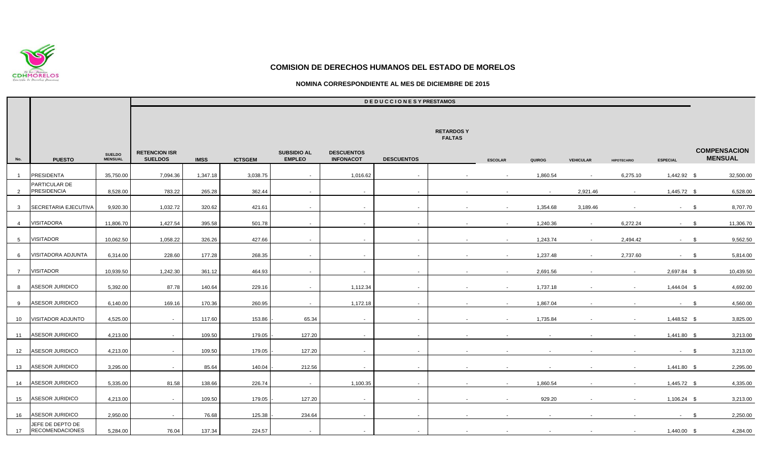# COMISION DE DERECHOS HUMANOS DEL ESTADO DE MORELOS

## NOMINA CORRESPONDIENTE AL MES DE DICIEMBRE DE 2015

| No. | PUESTO | SUELDO MENSUAL | D E D U C C I O N E S Y PRESTAMOS | | | | | | | | | | | | COMPENSACION MENSUAL |
|---|---|---|---|---|---|---|---|---|---|---|---|---|---|---|---|
| | | | RETENCION ISR SUELDOS | IMSS | ICTSGEM | SUBSIDIO AL EMPLEO | DESCUENTOS INFONACOT | DESCUENTOS | RETARDOS Y FALTAS | ESCOLAR | QUIROG | VEHICULAR | HIPOTECARIO | ESPECIAL | |
| 1 | PRESIDENTA | 35,750.00 | 7,094.36 | 1,347.18 | 3,038.75 | - | 1,016.62 | - | - | - | 1,860.54 | - | 6,275.10 | 1,442.92 | $ 32,500.00 |
| 2 | PARTICULAR DE PRESIDENCIA | 8,528.00 | 783.22 | 265.28 | 362.44 | - | - | - | - | - | - | 2,921.46 | - | 1,445.72 | $ 6,528.00 |
| 3 | SECRETARIA EJECUTIVA | 9,920.30 | 1,032.72 | 320.62 | 421.61 | - | - | - | - | - | 1,354.68 | 3,189.46 | - | - | $ 8,707.70 |
| 4 | VISITADORA | 11,806.70 | 1,427.54 | 395.58 | 501.78 | - | - | - | - | - | 1,240.36 | - | 6,272.24 | - | $ 11,306.70 |
| 5 | VISITADOR | 10,062.50 | 1,058.22 | 326.26 | 427.66 | - | - | - | - | - | 1,243.74 | - | 2,494.42 | - | $ 9,562.50 |
| 6 | VISITADORA ADJUNTA | 6,314.00 | 228.60 | 177.28 | 268.35 | - | - | - | - | - | 1,237.48 | - | 2,737.60 | - | $ 5,814.00 |
| 7 | VISITADOR | 10,939.50 | 1,242.30 | 361.12 | 464.93 | - | - | - | - | - | 2,691.56 | - | - | 2,697.84 | $ 10,439.50 |
| 8 | ASESOR JURIDICO | 5,392.00 | 87.78 | 140.64 | 229.16 | - | 1,112.34 | - | - | - | 1,737.18 | - | - | 1,444.04 | $ 4,692.00 |
| 9 | ASESOR JURIDICO | 6,140.00 | 169.16 | 170.36 | 260.95 | - | 1,172.18 | - | - | - | 1,867.04 | - | - | - | $ 4,560.00 |
| 10 | VISITADOR ADJUNTO | 4,525.00 | - | 117.60 | 153.86 | -65.34 | - | - | - | - | 1,735.84 | - | - | 1,448.52 | $ 3,825.00 |
| 11 | ASESOR JURIDICO | 4,213.00 | - | 109.50 | 179.05 | -127.20 | - | - | - | - | - | - | - | 1,441.80 | $ 3,213.00 |
| 12 | ASESOR JURIDICO | 4,213.00 | - | 109.50 | 179.05 | -127.20 | - | - | - | - | - | - | - | - | $ 3,213.00 |
| 13 | ASESOR JURIDICO | 3,295.00 | - | 85.64 | 140.04 | -212.56 | - | - | - | - | - | - | - | 1,441.80 | $ 2,295.00 |
| 14 | ASESOR JURIDICO | 5,335.00 | 81.58 | 138.66 | 226.74 | - | 1,100.35 | - | - | - | 1,860.54 | - | - | 1,445.72 | $ 4,335.00 |
| 15 | ASESOR JURIDICO | 4,213.00 | - | 109.50 | 179.05 | -127.20 | - | - | - | - | 929.20 | - | - | 1,106.24 | $ 3,213.00 |
| 16 | ASESOR JURIDICO | 2,950.00 | - | 76.68 | 125.38 | -234.64 | - | - | - | - | - | - | - | - | $ 2,250.00 |
| 17 | JEFE DE DEPTO DE RECOMENDACIONES | 5,284.00 | 76.04 | 137.34 | 224.57 | - | - | - | - | - | - | - | - | 1,440.00 | $ 4,284.00 |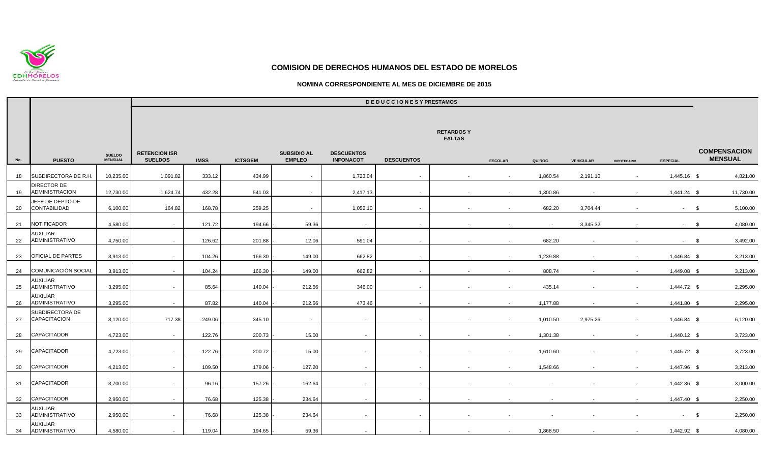## COMISION DE DERECHOS HUMANOS DEL ESTADO DE MORELOS

### NOMINA CORRESPONDIENTE AL MES DE DICIEMBRE DE 2015

| No. | PUESTO | SUELDO MENSUAL | DEDUCCIONES Y PRESTAMOS | | | | | | | | | | | | | |
|---|---|---|---|---|---|---|---|---|---|---|---|---|---|---|---|---|
| | | | RETENCION ISR SUELDOS | IMSS | ICTSGEM | SUBSIDIO AL EMPLEO | DESCUENTOS INFONACOT | DESCUENTOS | RETARDOS Y FALTAS | ESCOLAR | QUIROG | VEHICULAR | HIPOTECARIO | ESPECIAL | | COMPENSACION MENSUAL |
| 18 | SUBDIRECTORA DE R.H. | 10,235.00 | 1,091.82 | 333.12 | 434.99 | - | 1,723.04 | - | - | - | 1,860.54 | 2,191.10 | - | 1,445.16 | $ | 4,821.00 |
| 19 | DIRECTOR DE ADMINISTRACION | 12,730.00 | 1,624.74 | 432.28 | 541.03 | - | 2,417.13 | - | - | - | 1,300.86 | - | - | 1,441.24 | $ | 11,730.00 |
| 20 | JEFE DE DEPTO DE CONTABILIDAD | 6,100.00 | 164.82 | 168.78 | 259.25 | - | 1,052.10 | - | - | - | 682.20 | 3,704.44 | - | - | $ | 5,100.00 |
| 21 | NOTIFICADOR | 4,580.00 | - | 121.72 | 194.66 | - 59.36 | - | - | - | - | - | 3,345.32 | - | - | $ | 4,080.00 |
| 22 | AUXILIAR ADMINISTRATIVO | 4,750.00 | - | 126.62 | 201.88 | - 12.06 | 591.04 | - | - | - | 682.20 | - | - | - | $ | 3,492.00 |
| 23 | OFICIAL DE PARTES | 3,913.00 | - | 104.26 | 166.30 | - 149.00 | 662.82 | - | - | - | 1,239.88 | - | - | 1,446.84 | $ | 3,213.00 |
| 24 | COMUNICACIÓN SOCIAL | 3,913.00 | - | 104.24 | 166.30 | - 149.00 | 662.82 | - | - | - | 808.74 | - | - | 1,449.08 | $ | 3,213.00 |
| 25 | AUXILIAR ADMINISTRATIVO | 3,295.00 | - | 85.64 | 140.04 | - 212.56 | 346.00 | - | - | - | 435.14 | - | - | 1,444.72 | $ | 2,295.00 |
| 26 | AUXILIAR ADMINISTRATIVO | 3,295.00 | - | 87.82 | 140.04 | - 212.56 | 473.46 | - | - | - | 1,177.88 | - | - | 1,441.80 | $ | 2,295.00 |
| 27 | SUBDIRECTORA DE CAPACITACION | 8,120.00 | 717.38 | 249.06 | 345.10 | - | - | - | - | - | 1,010.50 | 2,975.26 | - | 1,446.84 | $ | 6,120.00 |
| 28 | CAPACITADOR | 4,723.00 | - | 122.76 | 200.73 | - 15.00 | - | - | - | - | 1,301.38 | - | - | 1,440.12 | $ | 3,723.00 |
| 29 | CAPACITADOR | 4,723.00 | - | 122.76 | 200.72 | - 15.00 | - | - | - | - | 1,610.60 | - | - | 1,445.72 | $ | 3,723.00 |
| 30 | CAPACITADOR | 4,213.00 | - | 109.50 | 179.06 | - 127.20 | - | - | - | - | 1,548.66 | - | - | 1,447.96 | $ | 3,213.00 |
| 31 | CAPACITADOR | 3,700.00 | - | 96.16 | 157.26 | - 162.64 | - | - | - | - | - | - | - | 1,442.36 | $ | 3,000.00 |
| 32 | CAPACITADOR | 2,950.00 | - | 76.68 | 125.38 | - 234.64 | - | - | - | - | - | - | - | 1,447.40 | $ | 2,250.00 |
| 33 | AUXILIAR ADMINISTRATIVO | 2,950.00 | - | 76.68 | 125.38 | - 234.64 | - | - | - | - | - | - | - | - | $ | 2,250.00 |
| 34 | AUXILIAR ADMINISTRATIVO | 4,580.00 | - | 119.04 | 194.65 | - 59.36 | - | - | - | - | 1,868.50 | - | - | 1,442.92 | $ | 4,080.00 |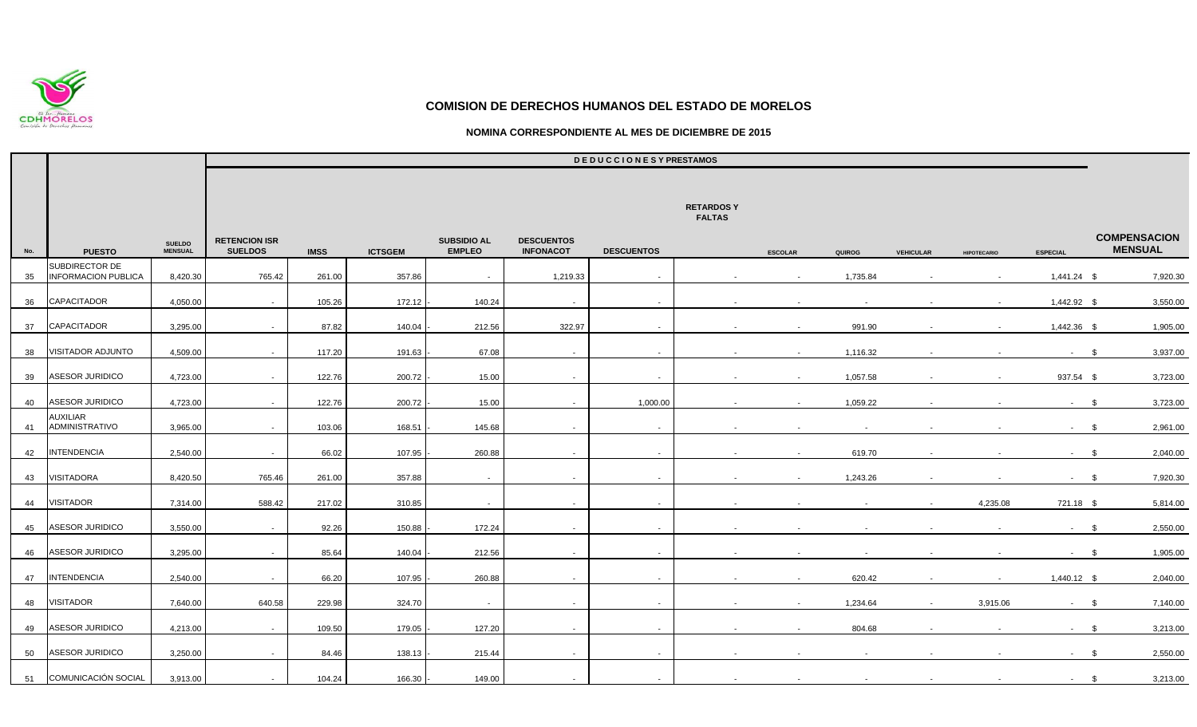# COMISION DE DERECHOS HUMANOS DEL ESTADO DE MORELOS

## NOMINA CORRESPONDIENTE AL MES DE DICIEMBRE DE 2015

| | | | DEDUCCIONES Y PRESTAMOS | | | | | | | | | | | | |
|---|---|---|---|---|---|---|---|---|---|---|---|---|---|---|---|
| No. | PUESTO | SUELDO MENSUAL | RETENCION ISR SUELDOS | IMSS | ICTSGEM | SUBSIDIO AL EMPLEO | DESCUENTOS INFONACOT | DESCUENTOS | RETARDOS Y FALTAS | ESCOLAR | QUIROG | VEHICULAR | HIPOTECARIO | ESPECIAL | COMPENSACION MENSUAL |
| 35 | SUBDIRECTOR DE INFORMACION PUBLICA | 8,420.30 | 765.42 | 261.00 | 357.86 | - | 1,219.33 | - | - | - | 1,735.84 | - | - | 1,441.24 | $ 7,920.30 |
| 36 | CAPACITADOR | 4,050.00 | - | 105.26 | 172.12 | - 140.24 | - | - | - | - | - | - | - | 1,442.92 | $ 3,550.00 |
| 37 | CAPACITADOR | 3,295.00 | - | 87.82 | 140.04 | - 212.56 | 322.97 | - | - | - | 991.90 | - | - | 1,442.36 | $ 1,905.00 |
| 38 | VISITADOR ADJUNTO | 4,509.00 | - | 117.20 | 191.63 | - 67.08 | - | - | - | - | 1,116.32 | - | - | - | $ 3,937.00 |
| 39 | ASESOR JURIDICO | 4,723.00 | - | 122.76 | 200.72 | - 15.00 | - | - | - | - | 1,057.58 | - | - | 937.54 | $ 3,723.00 |
| 40 | ASESOR JURIDICO | 4,723.00 | - | 122.76 | 200.72 | - 15.00 | - | 1,000.00 | - | - | 1,059.22 | - | - | - | $ 3,723.00 |
| 41 | AUXILIAR ADMINISTRATIVO | 3,965.00 | - | 103.06 | 168.51 | - 145.68 | - | - | - | - | - | - | - | - | $ 2,961.00 |
| 42 | INTENDENCIA | 2,540.00 | - | 66.02 | 107.95 | - 260.88 | - | - | - | - | 619.70 | - | - | - | $ 2,040.00 |
| 43 | VISITADORA | 8,420.50 | 765.46 | 261.00 | 357.88 | - | - | - | - | - | 1,243.26 | - | - | - | $ 7,920.30 |
| 44 | VISITADOR | 7,314.00 | 588.42 | 217.02 | 310.85 | - | - | - | - | - | - | - | 4,235.08 | 721.18 | $ 5,814.00 |
| 45 | ASESOR JURIDICO | 3,550.00 | - | 92.26 | 150.88 | - 172.24 | - | - | - | - | - | - | - | - | $ 2,550.00 |
| 46 | ASESOR JURIDICO | 3,295.00 | - | 85.64 | 140.04 | - 212.56 | - | - | - | - | - | - | - | - | $ 1,905.00 |
| 47 | INTENDENCIA | 2,540.00 | - | 66.20 | 107.95 | - 260.88 | - | - | - | - | 620.42 | - | - | 1,440.12 | $ 2,040.00 |
| 48 | VISITADOR | 7,640.00 | 640.58 | 229.98 | 324.70 | - | - | - | - | - | 1,234.64 | - | 3,915.06 | - | $ 7,140.00 |
| 49 | ASESOR JURIDICO | 4,213.00 | - | 109.50 | 179.05 | - 127.20 | - | - | - | - | 804.68 | - | - | - | $ 3,213.00 |
| 50 | ASESOR JURIDICO | 3,250.00 | - | 84.46 | 138.13 | - 215.44 | - | - | - | - | - | - | - | - | $ 2,550.00 |
| 51 | COMUNICACIÓN SOCIAL | 3,913.00 | - | 104.24 | 166.30 | - 149.00 | - | - | - | - | - | - | - | - | $ 3,213.00 |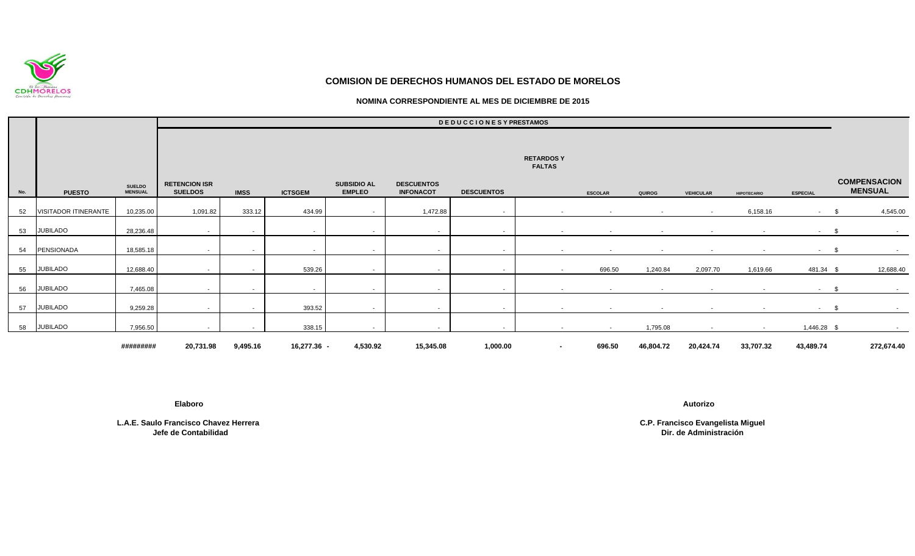# COMISION DE DERECHOS HUMANOS DEL ESTADO DE MORELOS

## NOMINA CORRESPONDIENTE AL MES DE DICIEMBRE DE 2015

| | | | DEDUCCIONES Y PRESTAMOS | | | | | | | | | | | | |
|---|---|---|---|---|---|---|---|---|---|---|---|---|---|---|---|
| No. | PUESTO | SUELDO MENSUAL | RETENCION ISR SUELDOS | IMSS | ICTSGEM | SUBSIDIO AL EMPLEO | DESCUENTOS INFONACOT | DESCUENTOS | RETARDOS Y FALTAS | ESCOLAR | QUIROG | VEHICULAR | HIPOTECARIO | ESPECIAL | COMPENSACION MENSUAL |
| 52 | VISITADOR ITINERANTE | 10,235.00 | 1,091.82 | 333.12 | 434.99 | - | 1,472.88 | - | - | - | - | - | 6,158.16 | - | $ 4,545.00 |
| 53 | JUBILADO | 28,236.48 | - | - | - | - | - | - | - | - | - | - | - | - | $ - |
| 54 | PENSIONADA | 18,585.18 | - | - | - | - | - | - | - | - | - | - | - | - | $ - |
| 55 | JUBILADO | 12,688.40 | - | - | 539.26 | - | - | - | - | 696.50 | 1,240.84 | 2,097.70 | 1,619.66 | 481.34 | $ 12,688.40 |
| 56 | JUBILADO | 7,465.08 | - | - | - | - | - | - | - | - | - | - | - | - | $ - |
| 57 | JUBILADO | 9,259.28 | - | - | 393.52 | - | - | - | - | - | - | - | - | - | $ - |
| 58 | JUBILADO | 7,956.50 | - | - | 338.15 | - | - | - | - | - | 1,795.08 | - | - | 1,446.28 | $ - |
| | | ######### | **20,731.98** | **9,495.16** | **16,277.36** | **- 4,530.92** | **15,345.08** | **1,000.00** | **-** | **696.50** | **46,804.72** | **20,424.74** | **33,707.32** | **43,489.74** | **272,674.40** |

**Elaboro**

**L.A.E. Saulo Francisco Chavez Herrera**
**Jefe de Contabilidad**

**Autorizo**

**C.P. Francisco Evangelista Miguel**
**Dir. de Administración**